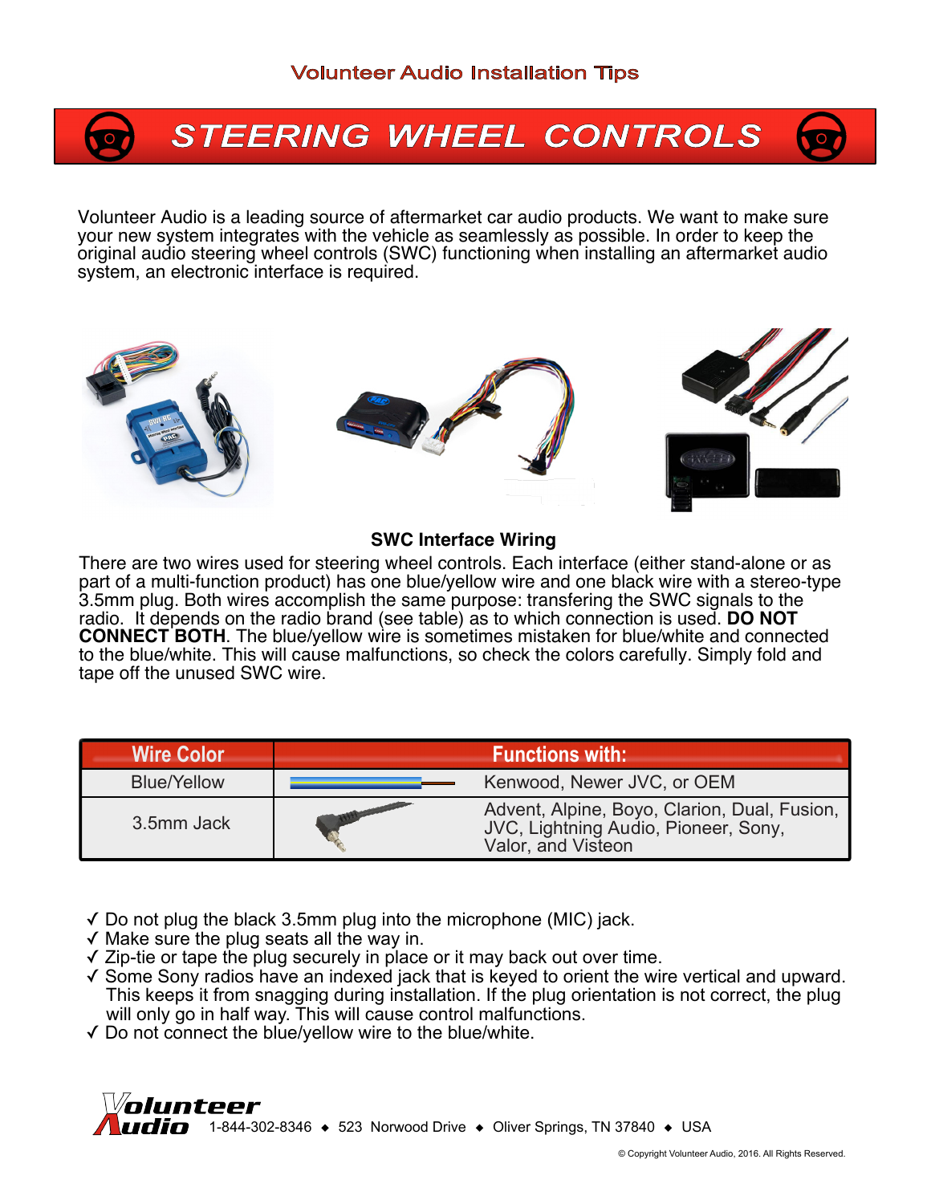Volunteer Audio Installation Tips

# STEERING WHEEL CONTROLS

Volunteer Audio is a leading source of aftermarket car audio products. We want to make sure your new system integrates with the vehicle as seamlessly as possible. In order to keep the original audio steering wheel controls (SWC) functioning when installing an aftermarket audio system, an electronic interface is required.

## SWC Interface Wiring

There are two wires used for steering wheel controls. Each interface (either stand-alone or as part of a multi-function product) has one blue/yellow wire and one black wire with a stereo-type 3.5mm plug. Both wires accomplish the same purpose: transfering the SWC signals to the radio. It depends on the radio brand (see table) as to which connection is used. **DO NOT CONNECT BOTH**. The blue/yellow wire is sometimes mistaken for blue/white and connected to the blue/white. This will cause malfunctions, so check the colors carefully. Simply fold and tape off the unused SWC wire.

| Wire Color | Functions with: |
|---|---|
| Blue/Yellow | Kenwood, Newer JVC, or OEM |
| 3.5mm Jack | Advent, Alpine, Boyo, Clarion, Dual, Fusion, JVC, Lightning Audio, Pioneer, Sony, Valor, and Visteon |

- ✓ Do not plug the black 3.5mm plug into the microphone (MIC) jack.
- ✓ Make sure the plug seats all the way in.
- ✓ Zip-tie or tape the plug securely in place or it may back out over time.
- ✓ Some Sony radios have an indexed jack that is keyed to orient the wire vertical and upward. This keeps it from snagging during installation. If the plug orientation is not correct, the plug will only go in half way. This will cause control malfunctions.
- ✓ Do not connect the blue/yellow wire to the blue/white.

Volunteer Audio 1-844-302-8346 ◆ 523 Norwood Drive ◆ Oliver Springs, TN 37840 ◆ USA

© Copyright Volunteer Audio, 2016. All Rights Reserved.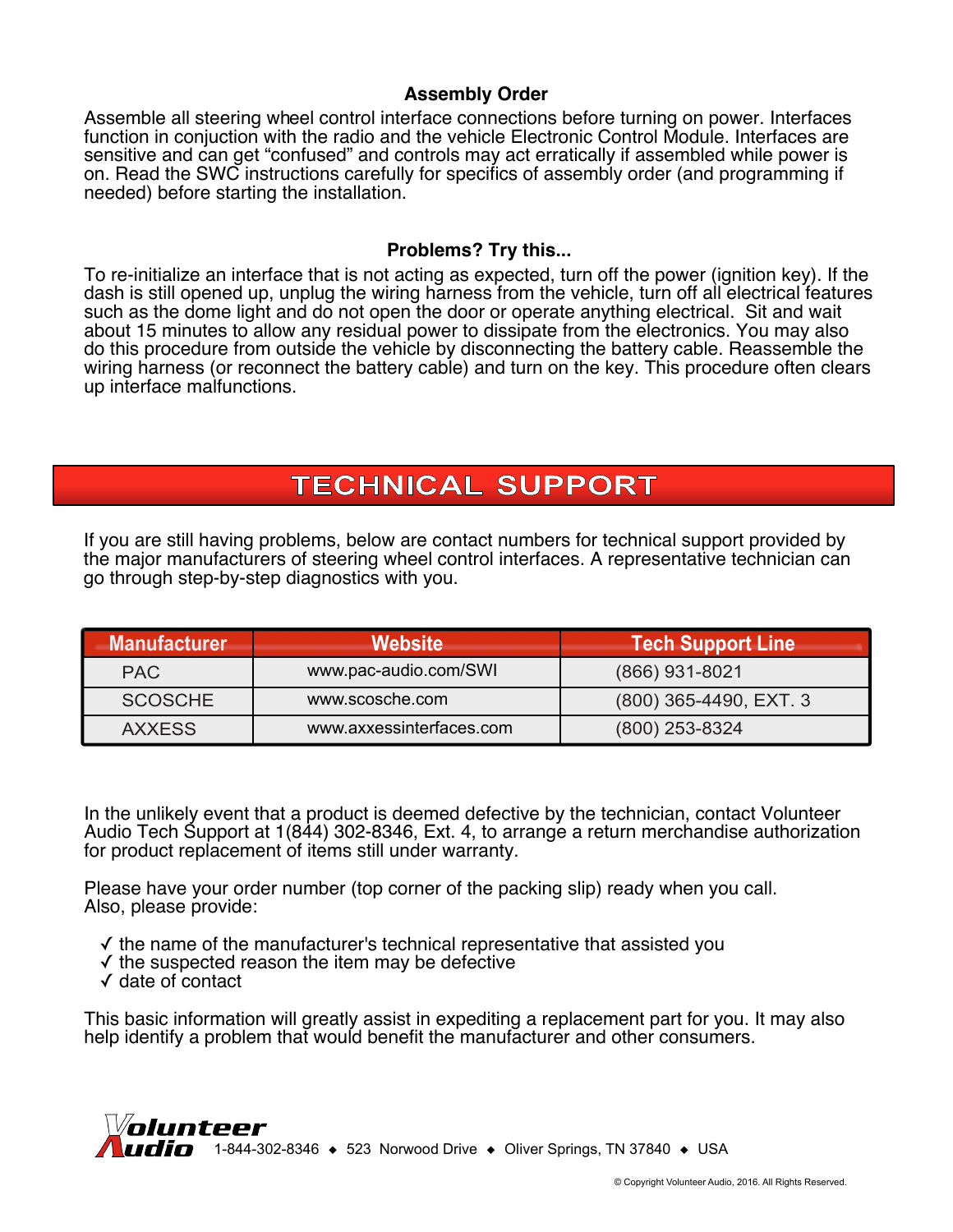### Assembly Order

Assemble all steering wheel control interface connections before turning on power. Interfaces function in conjuction with the radio and the vehicle Electronic Control Module. Interfaces are sensitive and can get “confused” and controls may act erratically if assembled while power is on. Read the SWC instructions carefully for specifics of assembly order (and programming if needed) before starting the installation.

### Problems? Try this...

To re-initialize an interface that is not acting as expected, turn off the power (ignition key). If the dash is still opened up, unplug the wiring harness from the vehicle, turn off all electrical features such as the dome light and do not open the door or operate anything electrical. Sit and wait about 15 minutes to allow any residual power to dissipate from the electronics. You may also do this procedure from outside the vehicle by disconnecting the battery cable. Reassemble the wiring harness (or reconnect the battery cable) and turn on the key. This procedure often clears up interface malfunctions.

## TECHNICAL SUPPORT

If you are still having problems, below are contact numbers for technical support provided by the major manufacturers of steering wheel control interfaces. A representative technician can go through step-by-step diagnostics with you.

| Manufacturer | Website | Tech Support Line |
|---|---|---|
| PAC | www.pac-audio.com/SWI | (866) 931-8021 |
| SCOSCHE | www.scosche.com | (800) 365-4490, EXT. 3 |
| AXXESS | www.axxessinterfaces.com | (800) 253-8324 |

In the unlikely event that a product is deemed defective by the technician, contact Volunteer Audio Tech Support at 1(844) 302-8346, Ext. 4, to arrange a return merchandise authorization for product replacement of items still under warranty.

Please have your order number (top corner of the packing slip) ready when you call.
Also, please provide:

- ✓ the name of the manufacturer's technical representative that assisted you
- ✓ the suspected reason the item may be defective
- ✓ date of contact

This basic information will greatly assist in expediting a replacement part for you. It may also help identify a problem that would benefit the manufacturer and other consumers.

Volunteer Audio 1-844-302-8346 ◆ 523 Norwood Drive ◆ Oliver Springs, TN 37840 ◆ USA

© Copyright Volunteer Audio, 2016. All Rights Reserved.